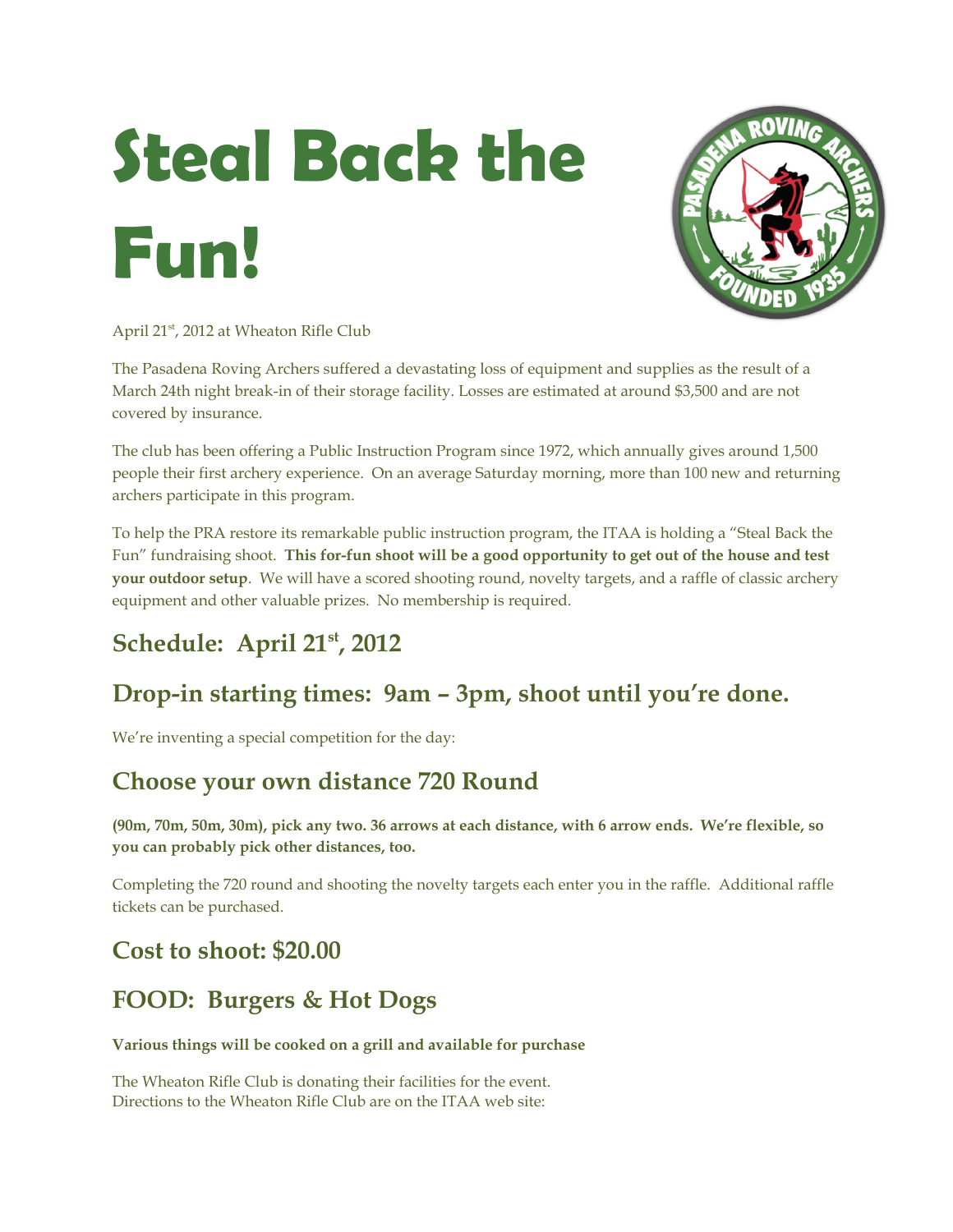# Steal Back the Fun!

April 21st, 2012 at Wheaton Rifle Club

The Pasadena Roving Archers suffered a devastating loss of equipment and supplies as the result of a March 24th night break-in of their storage facility. Losses are estimated at around $3,500 and are not covered by insurance.

The club has been offering a Public Instruction Program since 1972, which annually gives around 1,500 people their first archery experience. On an average Saturday morning, more than 100 new and returning archers participate in this program.

To help the PRA restore its remarkable public instruction program, the ITAA is holding a "Steal Back the Fun" fundraising shoot. **This for-fun shoot will be a good opportunity to get out of the house and test your outdoor setup**. We will have a scored shooting round, novelty targets, and a raffle of classic archery equipment and other valuable prizes. No membership is required.

## Schedule: April 21st, 2012

## Drop-in starting times: 9am – 3pm, shoot until you're done.

We're inventing a special competition for the day:

## Choose your own distance 720 Round

**(90m, 70m, 50m, 30m), pick any two. 36 arrows at each distance, with 6 arrow ends. We're flexible, so you can probably pick other distances, too.**

Completing the 720 round and shooting the novelty targets each enter you in the raffle. Additional raffle tickets can be purchased.

## Cost to shoot: $20.00

## FOOD: Burgers & Hot Dogs

**Various things will be cooked on a grill and available for purchase**

The Wheaton Rifle Club is donating their facilities for the event.
Directions to the Wheaton Rifle Club are on the ITAA web site: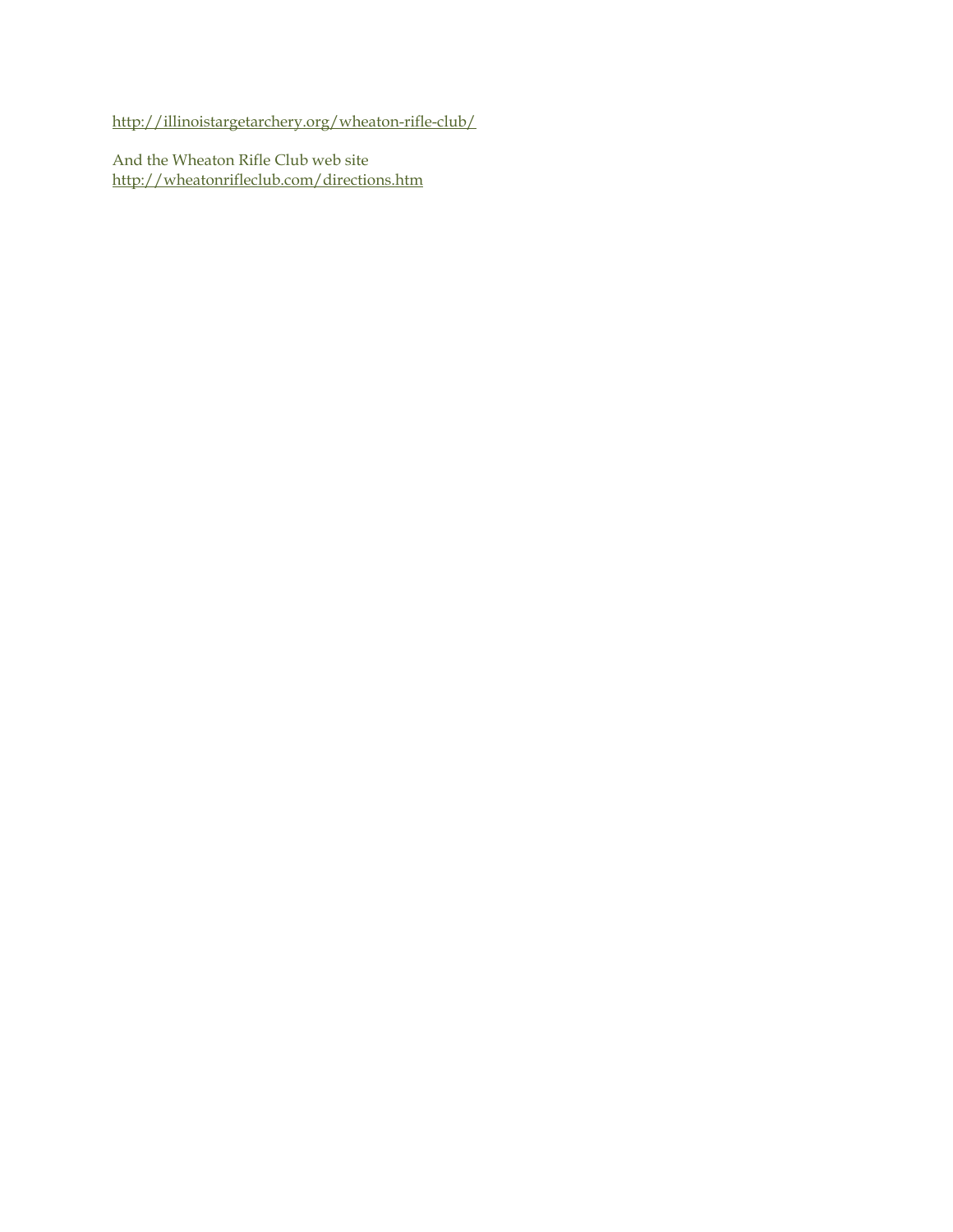http://illinoistargetarchery.org/wheaton-rifle-club/

And the Wheaton Rifle Club web site
http://wheatonrifleclub.com/directions.htm